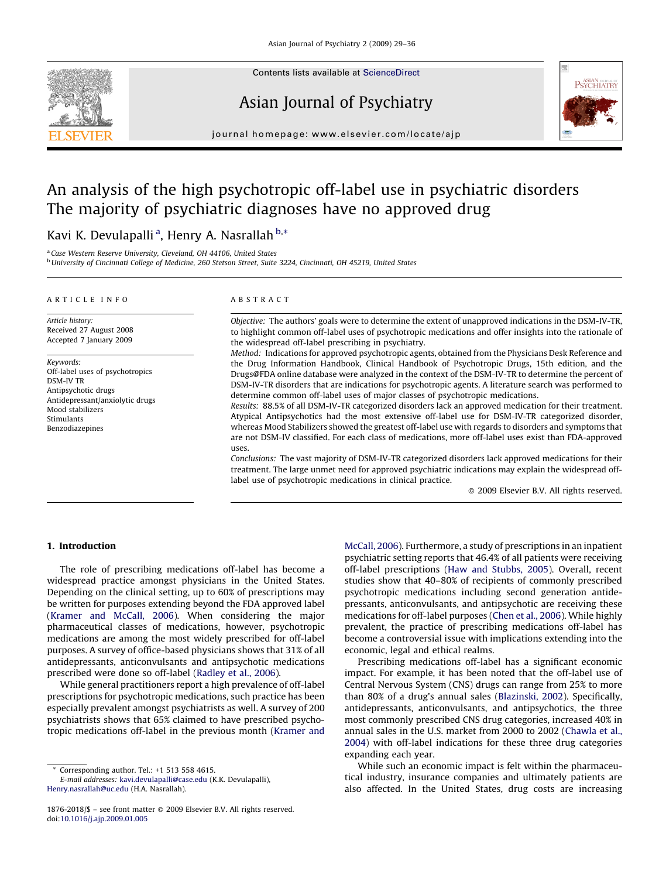# An analysis of the high psychotropic off-label use in psychiatric disorders The majority of psychiatric diagnoses have no approved drug

Kavi K. Devulapalli [a], Henry A. Nasrallah [b,*]

[a] Case Western Reserve University, Cleveland, OH 44106, United States

[b] University of Cincinnati College of Medicine, 260 Stetson Street, Suite 3224, Cincinnati, OH 45219, United States

ARTICLE INFO

*Article history:*
Received 27 August 2008
Accepted 7 January 2009

*Keywords:*
Off-label uses of psychotropics
DSM-IV TR
Antipsychotic drugs
Antidepressant/anxiolytic drugs
Mood stabilizers
Stimulants
Benzodiazepines

ABSTRACT

*Objective:* The authors' goals were to determine the extent of unapproved indications in the DSM-IV-TR, to highlight common off-label uses of psychotropic medications and offer insights into the rationale of the widespread off-label prescribing in psychiatry.

*Method:* Indications for approved psychotropic agents, obtained from the Physicians Desk Reference and the Drug Information Handbook, Clinical Handbook of Psychotropic Drugs, 15th edition, and the Drugs@FDA online database were analyzed in the context of the DSM-IV-TR to determine the percent of DSM-IV-TR disorders that are indications for psychotropic agents. A literature search was performed to determine common off-label uses of major classes of psychotropic medications.

*Results:* 88.5% of all DSM-IV-TR categorized disorders lack an approved medication for their treatment. Atypical Antipsychotics had the most extensive off-label use for DSM-IV-TR categorized disorder, whereas Mood Stabilizers showed the greatest off-label use with regards to disorders and symptoms that are not DSM-IV classified. For each class of medications, more off-label uses exist than FDA-approved uses.

*Conclusions:* The vast majority of DSM-IV-TR categorized disorders lack approved medications for their treatment. The large unmet need for approved psychiatric indications may explain the widespread off-label use of psychotropic medications in clinical practice.

© 2009 Elsevier B.V. All rights reserved.

## 1. Introduction

The role of prescribing medications off-label has become a widespread practice amongst physicians in the United States. Depending on the clinical setting, up to 60% of prescriptions may be written for purposes extending beyond the FDA approved label (Kramer and McCall, 2006). When considering the major pharmaceutical classes of medications, however, psychotropic medications are among the most widely prescribed for off-label purposes. A survey of office-based physicians shows that 31% of all antidepressants, anticonvulsants and antipsychotic medications prescribed were done so off-label (Radley et al., 2006).

While general practitioners report a high prevalence of off-label prescriptions for psychotropic medications, such practice has been especially prevalent amongst psychiatrists as well. A survey of 200 psychiatrists shows that 65% claimed to have prescribed psychotropic medications off-label in the previous month (Kramer and McCall, 2006). Furthermore, a study of prescriptions in an inpatient psychiatric setting reports that 46.4% of all patients were receiving off-label prescriptions (Haw and Stubbs, 2005). Overall, recent studies show that 40–80% of recipients of commonly prescribed psychotropic medications including second generation antidepressants, anticonvulsants, and antipsychotic are receiving these medications for off-label purposes (Chen et al., 2006). While highly prevalent, the practice of prescribing medications off-label has become a controversial issue with implications extending into the economic, legal and ethical realms.

Prescribing medications off-label has a significant economic impact. For example, it has been noted that the off-label use of Central Nervous System (CNS) drugs can range from 25% to more than 80% of a drug's annual sales (Blazinski, 2002). Specifically, antidepressants, anticonvulsants, and antipsychotics, the three most commonly prescribed CNS drug categories, increased 40% in annual sales in the U.S. market from 2000 to 2002 (Chawla et al., 2004) with off-label indications for these three drug categories expanding each year.

While such an economic impact is felt within the pharmaceutical industry, insurance companies and ultimately patients are also affected. In the United States, drug costs are increasing

* Corresponding author. Tel.: +1 513 558 4615.
E-mail addresses: kavi.devulapalli@case.edu (K.K. Devulapalli), Henry.nasrallah@uc.edu (H.A. Nasrallah).

1876-2018/$ – see front matter © 2009 Elsevier B.V. All rights reserved.
doi:10.1016/j.ajp.2009.01.005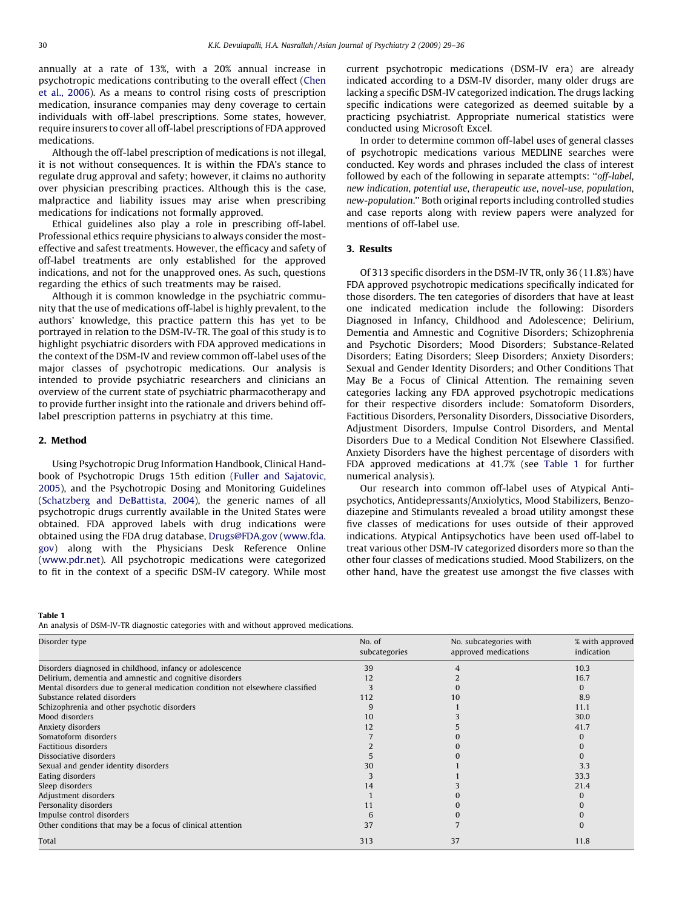annually at a rate of 13%, with a 20% annual increase in psychotropic medications contributing to the overall effect (Chen et al., 2006). As a means to control rising costs of prescription medication, insurance companies may deny coverage to certain individuals with off-label prescriptions. Some states, however, require insurers to cover all off-label prescriptions of FDA approved medications.

Although the off-label prescription of medications is not illegal, it is not without consequences. It is within the FDA's stance to regulate drug approval and safety; however, it claims no authority over physician prescribing practices. Although this is the case, malpractice and liability issues may arise when prescribing medications for indications not formally approved.

Ethical guidelines also play a role in prescribing off-label. Professional ethics require physicians to always consider the most-effective and safest treatments. However, the efficacy and safety of off-label treatments are only established for the approved indications, and not for the unapproved ones. As such, questions regarding the ethics of such treatments may be raised.

Although it is common knowledge in the psychiatric community that the use of medications off-label is highly prevalent, to the authors' knowledge, this practice pattern this has yet to be portrayed in relation to the DSM-IV-TR. The goal of this study is to highlight psychiatric disorders with FDA approved medications in the context of the DSM-IV and review common off-label uses of the major classes of psychotropic medications. Our analysis is intended to provide psychiatric researchers and clinicians an overview of the current state of psychiatric pharmacotherapy and to provide further insight into the rationale and drivers behind off-label prescription patterns in psychiatry at this time.

## 2. Method

Using Psychotropic Drug Information Handbook, Clinical Handbook of Psychotropic Drugs 15th edition (Fuller and Sajatovic, 2005), and the Psychotropic Dosing and Monitoring Guidelines (Schatzberg and DeBattista, 2004), the generic names of all psychotropic drugs currently available in the United States were obtained. FDA approved labels with drug indications were obtained using the FDA drug database, Drugs@FDA.gov (www.fda.gov) along with the Physicians Desk Reference Online (www.pdr.net). All psychotropic medications were categorized to fit in the context of a specific DSM-IV category. While most current psychotropic medications (DSM-IV era) are already indicated according to a DSM-IV disorder, many older drugs are lacking a specific DSM-IV categorized indication. The drugs lacking specific indications were categorized as deemed suitable by a practicing psychiatrist. Appropriate numerical statistics were conducted using Microsoft Excel.

In order to determine common off-label uses of general classes of psychotropic medications various MEDLINE searches were conducted. Key words and phrases included the class of interest followed by each of the following in separate attempts: "*off-label, new indication, potential use, therapeutic use, novel-use, population, new-population*." Both original reports including controlled studies and case reports along with review papers were analyzed for mentions of off-label use.

## 3. Results

Of 313 specific disorders in the DSM-IV TR, only 36 (11.8%) have FDA approved psychotropic medications specifically indicated for those disorders. The ten categories of disorders that have at least one indicated medication include the following: Disorders Diagnosed in Infancy, Childhood and Adolescence; Delirium, Dementia and Amnestic and Cognitive Disorders; Schizophrenia and Psychotic Disorders; Mood Disorders; Substance-Related Disorders; Eating Disorders; Sleep Disorders; Anxiety Disorders; Sexual and Gender Identity Disorders; and Other Conditions That May Be a Focus of Clinical Attention. The remaining seven categories lacking any FDA approved psychotropic medications for their respective disorders include: Somatoform Disorders, Factitious Disorders, Personality Disorders, Dissociative Disorders, Adjustment Disorders, Impulse Control Disorders, and Mental Disorders Due to a Medical Condition Not Elsewhere Classified. Anxiety Disorders have the highest percentage of disorders with FDA approved medications at 41.7% (see Table 1 for further numerical analysis).

Our research into common off-label uses of Atypical Antipsychotics, Antidepressants/Anxiolytics, Mood Stabilizers, Benzodiazepine and Stimulants revealed a broad utility amongst these five classes of medications for uses outside of their approved indications. Atypical Antipsychotics have been used off-label to treat various other DSM-IV categorized disorders more so than the other four classes of medications studied. Mood Stabilizers, on the other hand, have the greatest use amongst the five classes with

**Table 1**
An analysis of DSM-IV-TR diagnostic categories with and without approved medications.

| Disorder type | No. of subcategories | No. subcategories with approved medications | % with approved indication |
|---|---|---|---|
| Disorders diagnosed in childhood, infancy or adolescence | 39 | 4 | 10.3 |
| Delirium, dementia and amnestic and cognitive disorders | 12 | 2 | 16.7 |
| Mental disorders due to general medication condition not elsewhere classified | 3 | 0 | 0 |
| Substance related disorders | 112 | 10 | 8.9 |
| Schizophrenia and other psychotic disorders | 9 | 1 | 11.1 |
| Mood disorders | 10 | 3 | 30.0 |
| Anxiety disorders | 12 | 5 | 41.7 |
| Somatoform disorders | 7 | 0 | 0 |
| Factitious disorders | 2 | 0 | 0 |
| Dissociative disorders | 5 | 0 | 0 |
| Sexual and gender identity disorders | 30 | 1 | 3.3 |
| Eating disorders | 3 | 1 | 33.3 |
| Sleep disorders | 14 | 3 | 21.4 |
| Adjustment disorders | 1 | 0 | 0 |
| Personality disorders | 11 | 0 | 0 |
| Impulse control disorders | 6 | 0 | 0 |
| Other conditions that may be a focus of clinical attention | 37 | 7 | 0 |
| Total | 313 | 37 | 11.8 |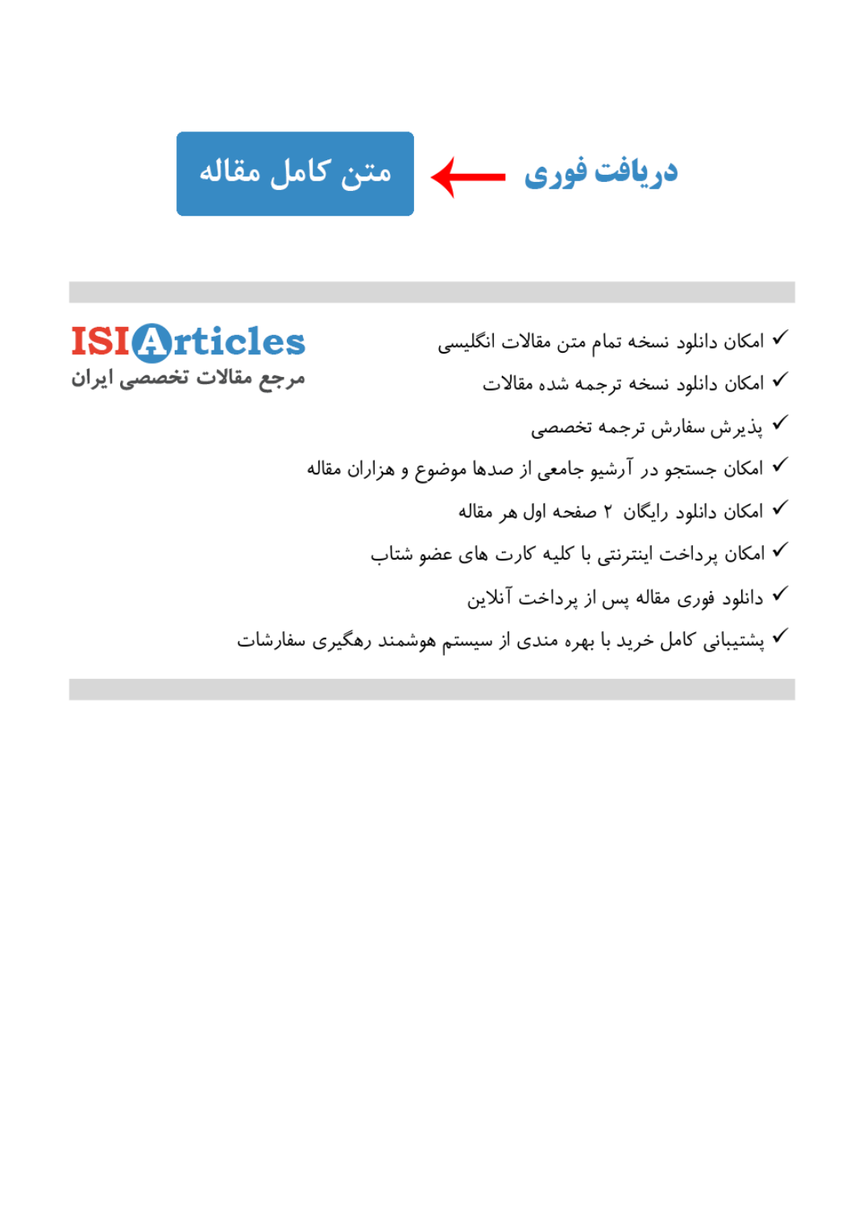دریافت فوری ← **متن کامل مقاله**

**ISIArticles**
مرجع مقالات تخصصی ایران

- ✓ امکان دانلود نسخه تمام متن مقالات انگلیسی
- ✓ امکان دانلود نسخه ترجمه شده مقالات
- ✓ پذیرش سفارش ترجمه تخصصی
- ✓ امکان جستجو در آرشیو جامعی از صدها موضوع و هزاران مقاله
- ✓ امکان دانلود رایگان ۲ صفحه اول هر مقاله
- ✓ امکان پرداخت اینترنتی با کلیه کارت های عضو شتاب
- ✓ دانلود فوری مقاله پس از پرداخت آنلاین
- ✓ پشتیبانی کامل خرید با بهره مندی از سیستم هوشمند رهگیری سفارشات